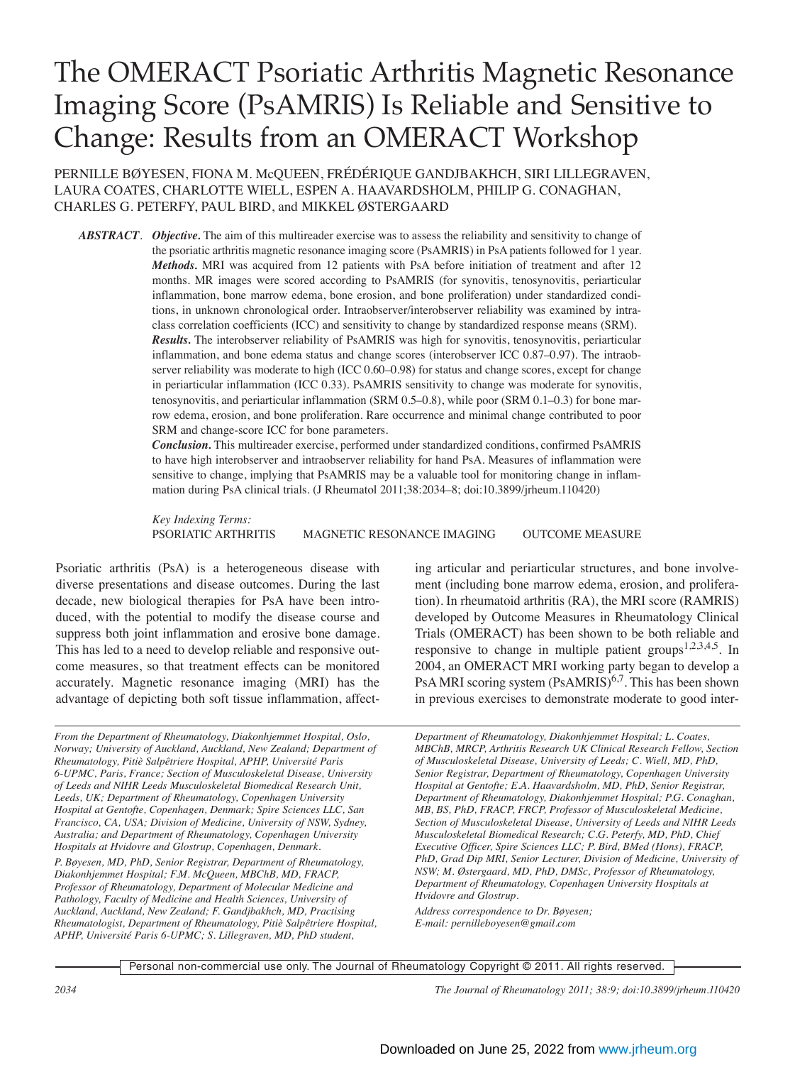# The OMERACT Psoriatic Arthritis Magnetic Resonance Imaging Score (PsAMRIS) Is Reliable and Sensitive to Change: Results from an OMERACT Workshop

PERNILLE BØYESEN, FIONA M. McQUEEN, FRÉDÉRIQUE GANDJBAKHCH, SIRI LILLEGRAVEN, LAURA COATES, CHARLOTTE WIELL, ESPEN A. HAAVARDSHOLM, PHILIP G. CONAGHAN, CHARLES G. PETERFY, PAUL BIRD, and MIKKEL ØSTERGAARD

***ABSTRACT.*** ***Objective.*** The aim of this multireader exercise was to assess the reliability and sensitivity to change of the psoriatic arthritis magnetic resonance imaging score (PsAMRIS) in PsA patients followed for 1 year.

***Methods.*** MRI was acquired from 12 patients with PsA before initiation of treatment and after 12 months. MR images were scored according to PsAMRIS (for synovitis, tenosynovitis, periarticular inflammation, bone marrow edema, bone erosion, and bone proliferation) under standardized conditions, in unknown chronological order. Intraobserver/interobserver reliability was examined by intraclass correlation coefficients (ICC) and sensitivity to change by standardized response means (SRM).

***Results.*** The interobserver reliability of PsAMRIS was high for synovitis, tenosynovitis, periarticular inflammation, and bone edema status and change scores (interobserver ICC 0.87–0.97). The intraobserver reliability was moderate to high (ICC 0.60–0.98) for status and change scores, except for change in periarticular inflammation (ICC 0.33). PsAMRIS sensitivity to change was moderate for synovitis, tenosynovitis, and periarticular inflammation (SRM 0.5–0.8), while poor (SRM 0.1–0.3) for bone marrow edema, erosion, and bone proliferation. Rare occurrence and minimal change contributed to poor SRM and change-score ICC for bone parameters.

***Conclusion.*** This multireader exercise, performed under standardized conditions, confirmed PsAMRIS to have high interobserver and intraobserver reliability for hand PsA. Measures of inflammation were sensitive to change, implying that PsAMRIS may be a valuable tool for monitoring change in inflammation during PsA clinical trials. (J Rheumatol 2011;38:2034–8; doi:10.3899/jrheum.110420)

*Key Indexing Terms:*
PSORIATIC ARTHRITIS    MAGNETIC RESONANCE IMAGING    OUTCOME MEASURE

Psoriatic arthritis (PsA) is a heterogeneous disease with diverse presentations and disease outcomes. During the last decade, new biological therapies for PsA have been introduced, with the potential to modify the disease course and suppress both joint inflammation and erosive bone damage. This has led to a need to develop reliable and responsive outcome measures, so that treatment effects can be monitored accurately. Magnetic resonance imaging (MRI) has the advantage of depicting both soft tissue inflammation, affecting articular and periarticular structures, and bone involvement (including bone marrow edema, erosion, and proliferation). In rheumatoid arthritis (RA), the MRI score (RAMRIS) developed by Outcome Measures in Rheumatology Clinical Trials (OMERACT) has been shown to be both reliable and responsive to change in multiple patient groups[1,2,3,4,5]. In 2004, an OMERACT MRI working party began to develop a PsA MRI scoring system (PsAMRIS)[6,7]. This has been shown in previous exercises to demonstrate moderate to good inter-

*From the Department of Rheumatology, Diakonhjemmet Hospital, Oslo, Norway; University of Auckland, Auckland, New Zealand; Department of Rheumatology, Pitiè Salpêtriere Hospital, APHP, Université Paris 6-UPMC, Paris, France; Section of Musculoskeletal Disease, University of Leeds and NIHR Leeds Musculoskeletal Biomedical Research Unit, Leeds, UK; Department of Rheumatology, Copenhagen University Hospital at Gentofte, Copenhagen, Denmark; Spire Sciences LLC, San Francisco, CA, USA; Division of Medicine, University of NSW, Sydney, Australia; and Department of Rheumatology, Copenhagen University Hospitals at Hvidovre and Glostrup, Copenhagen, Denmark.*

*P. Bøyesen, MD, PhD, Senior Registrar, Department of Rheumatology, Diakonhjemmet Hospital; F.M. McQueen, MBChB, MD, FRACP, Professor of Rheumatology, Department of Molecular Medicine and Pathology, Faculty of Medicine and Health Sciences, University of Auckland, Auckland, New Zealand; F. Gandjbakhch, MD, Practising Rheumatologist, Department of Rheumatology, Pitiè Salpêtriere Hospital, APHP, Université Paris 6-UPMC; S. Lillegraven, MD, PhD student, Department of Rheumatology, Diakonhjemmet Hospital; L. Coates, MBChB, MRCP, Arthritis Research UK Clinical Research Fellow, Section of Musculoskeletal Disease, University of Leeds; C. Wiell, MD, PhD, Senior Registrar, Department of Rheumatology, Copenhagen University Hospital at Gentofte; E.A. Haavardsholm, MD, PhD, Senior Registrar, Department of Rheumatology, Diakonhjemmet Hospital; P.G. Conaghan, MB, BS, PhD, FRACP, FRCP, Professor of Musculoskeletal Medicine, Section of Musculoskeletal Disease, University of Leeds and NIHR Leeds Musculoskeletal Biomedical Research; C.G. Peterfy, MD, PhD, Chief Executive Officer, Spire Sciences LLC; P. Bird, BMed (Hons), FRACP, PhD, Grad Dip MRI, Senior Lecturer, Division of Medicine, University of NSW; M. Østergaard, MD, PhD, DMSc, Professor of Rheumatology, Department of Rheumatology, Copenhagen University Hospitals at Hvidovre and Glostrup.*

*Address correspondence to Dr. Bøyesen; E-mail: pernilleboyesen@gmail.com*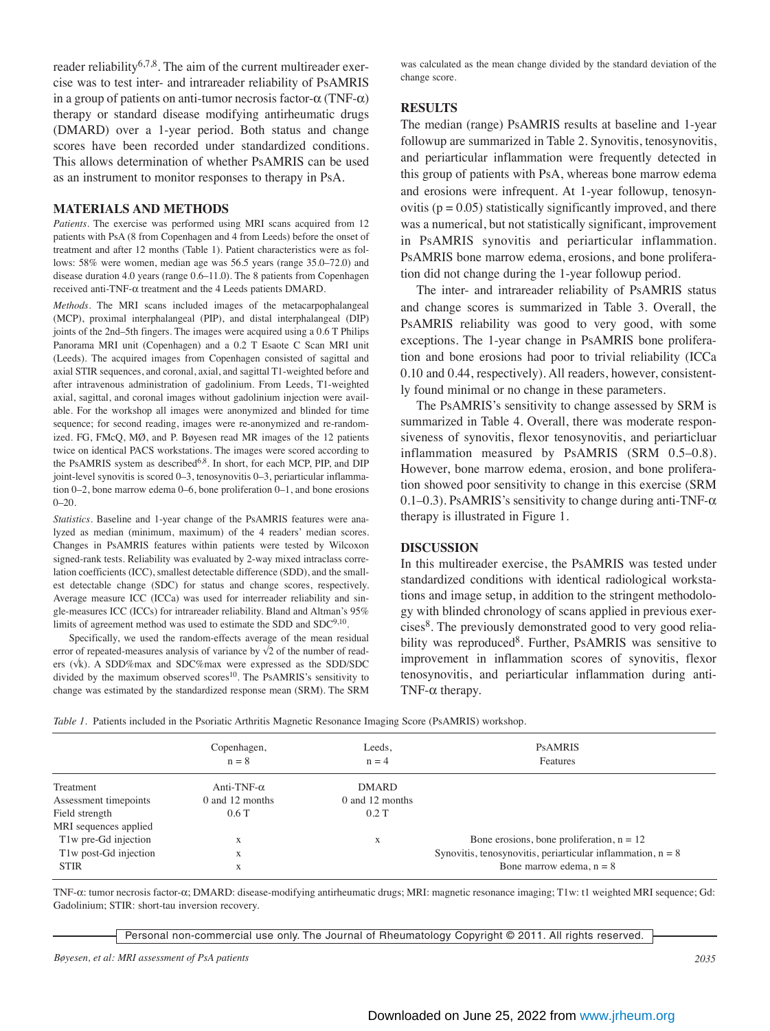reader reliability[6,7,8]. The aim of the current multireader exercise was to test inter- and intrareader reliability of PsAMRIS in a group of patients on anti-tumor necrosis factor-α (TNF-α) therapy or standard disease modifying antirheumatic drugs (DMARD) over a 1-year period. Both status and change scores have been recorded under standardized conditions. This allows determination of whether PsAMRIS can be used as an instrument to monitor responses to therapy in PsA.

## MATERIALS AND METHODS

*Patients.* The exercise was performed using MRI scans acquired from 12 patients with PsA (8 from Copenhagen and 4 from Leeds) before the onset of treatment and after 12 months (Table 1). Patient characteristics were as follows: 58% were women, median age was 56.5 years (range 35.0–72.0) and disease duration 4.0 years (range 0.6–11.0). The 8 patients from Copenhagen received anti-TNF-α treatment and the 4 Leeds patients DMARD.

*Methods.* The MRI scans included images of the metacarpophalangeal (MCP), proximal interphalangeal (PIP), and distal interphalangeal (DIP) joints of the 2nd–5th fingers. The images were acquired using a 0.6 T Philips Panorama MRI unit (Copenhagen) and a 0.2 T Esaote C Scan MRI unit (Leeds). The acquired images from Copenhagen consisted of sagittal and axial STIR sequences, and coronal, axial, and sagittal T1-weighted before and after intravenous administration of gadolinium. From Leeds, T1-weighted axial, sagittal, and coronal images without gadolinium injection were available. For the workshop all images were anonymized and blinded for time sequence; for second reading, images were re-anonymized and re-randomized. FG, FMcQ, MØ, and P. Bøyesen read MR images of the 12 patients twice on identical PACS workstations. The images were scored according to the PsAMRIS system as described[6,8]. In short, for each MCP, PIP, and DIP joint-level synovitis is scored 0–3, tenosynovitis 0–3, periarticular inflammation 0–2, bone marrow edema 0–6, bone proliferation 0–1, and bone erosions 0–20.

*Statistics.* Baseline and 1-year change of the PsAMRIS features were analyzed as median (minimum, maximum) of the 4 readers' median scores. Changes in PsAMRIS features within patients were tested by Wilcoxon signed-rank tests. Reliability was evaluated by 2-way mixed intraclass correlation coefficients (ICC), smallest detectable difference (SDD), and the smallest detectable change (SDC) for status and change scores, respectively. Average measure ICC (ICCa) was used for interreader reliability and single-measures ICC (ICCs) for intrareader reliability. Bland and Altman's 95% limits of agreement method was used to estimate the SDD and SDC[9,10].

Specifically, we used the random-effects average of the mean residual error of repeated-measures analysis of variance by $\sqrt{2}$ of the number of readers ($\sqrt{k}$). A SDD%max and SDC%max were expressed as the SDD/SDC divided by the maximum observed scores[10]. The PsAMRIS's sensitivity to change was estimated by the standardized response mean (SRM). The SRM was calculated as the mean change divided by the standard deviation of the change score.

## RESULTS

The median (range) PsAMRIS results at baseline and 1-year followup are summarized in Table 2. Synovitis, tenosynovitis, and periarticular inflammation were frequently detected in this group of patients with PsA, whereas bone marrow edema and erosions were infrequent. At 1-year followup, tenosynovitis ($p = 0.05$) statistically significantly improved, and there was a numerical, but not statistically significant, improvement in PsAMRIS synovitis and periarticular inflammation. PsAMRIS bone marrow edema, erosions, and bone proliferation did not change during the 1-year followup period.

The inter- and intrareader reliability of PsAMRIS status and change scores is summarized in Table 3. Overall, the PsAMRIS reliability was good to very good, with some exceptions. The 1-year change in PsAMRIS bone proliferation and bone erosions had poor to trivial reliability (ICCa 0.10 and 0.44, respectively). All readers, however, consistently found minimal or no change in these parameters.

The PsAMRIS's sensitivity to change assessed by SRM is summarized in Table 4. Overall, there was moderate responsiveness of synovitis, flexor tenosynovitis, and periarticluar inflammation measured by PsAMRIS (SRM 0.5–0.8). However, bone marrow edema, erosion, and bone proliferation showed poor sensitivity to change in this exercise (SRM 0.1–0.3). PsAMRIS's sensitivity to change during anti-TNF-α therapy is illustrated in Figure 1.

## DISCUSSION

In this multireader exercise, the PsAMRIS was tested under standardized conditions with identical radiological workstations and image setup, in addition to the stringent methodology with blinded chronology of scans applied in previous exercises[8]. The previously demonstrated good to very good reliability was reproduced[8]. Further, PsAMRIS was sensitive to improvement in inflammation scores of synovitis, flexor tenosynovitis, and periarticular inflammation during anti-TNF-α therapy.

*Table 1.* Patients included in the Psoriatic Arthritis Magnetic Resonance Imaging Score (PsAMRIS) workshop.

| | Copenhagen, n = 8 | Leeds, n = 4 | PsAMRIS Features |
|---|---|---|---|
| Treatment | Anti-TNF-α | DMARD | |
| Assessment timepoints | 0 and 12 months | 0 and 12 months | |
| Field strength | 0.6 T | 0.2 T | |
| MRI sequences applied | | | |
| T1w pre-Gd injection | x | x | Bone erosions, bone proliferation, n = 12 |
| T1w post-Gd injection | x | | Synovitis, tenosynovitis, periarticular inflammation, n = 8 |
| STIR | x | | Bone marrow edema, n = 8 |

TNF-α: tumor necrosis factor-α; DMARD: disease-modifying antirheumatic drugs; MRI: magnetic resonance imaging; T1w: t1 weighted MRI sequence; Gd: Gadolinium; STIR: short-tau inversion recovery.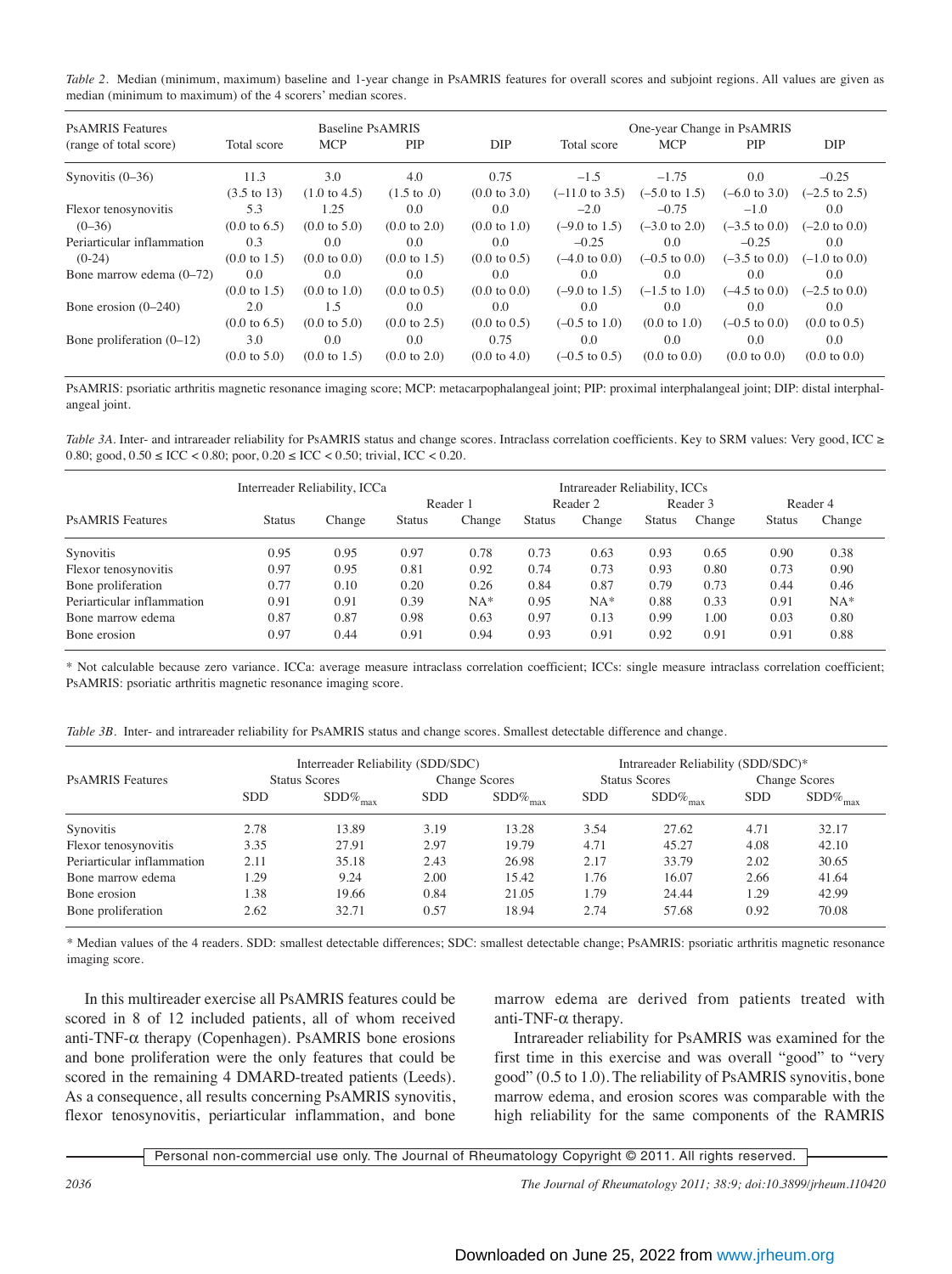*Table 2*. Median (minimum, maximum) baseline and 1-year change in PsAMRIS features for overall scores and subjoint regions. All values are given as median (minimum to maximum) of the 4 scorers' median scores.

| PsAMRIS Features (range of total score) | Baseline PsAMRIS Total score | MCP | PIP | DIP | One-year Change in PsAMRIS Total score | MCP | PIP | DIP |
|---|---|---|---|---|---|---|---|---|
| Synovitis (0–36) | 11.3 (3.5 to 13) | 3.0 (1.0 to 4.5) | 4.0 (1.5 to .0) | 0.75 (0.0 to 3.0) | –1.5 (–11.0 to 3.5) | –1.75 (–5.0 to 1.5) | 0.0 (–6.0 to 3.0) | –0.25 (–2.5 to 2.5) |
| Flexor tenosynovitis (0–36) | 5.3 (0.0 to 6.5) | 1.25 (0.0 to 5.0) | 0.0 (0.0 to 2.0) | 0.0 (0.0 to 1.0) | –2.0 (–9.0 to 1.5) | –0.75 (–3.0 to 2.0) | –1.0 (–3.5 to 0.0) | 0.0 (–2.0 to 0.0) |
| Periarticular inflammation (0-24) | 0.3 (0.0 to 1.5) | 0.0 (0.0 to 0.0) | 0.0 (0.0 to 1.5) | 0.0 (0.0 to 0.5) | –0.25 (–4.0 to 0.0) | 0.0 (–0.5 to 0.0) | –0.25 (–3.5 to 0.0) | 0.0 (–1.0 to 0.0) |
| Bone marrow edema (0–72) | 0.0 (0.0 to 1.5) | 0.0 (0.0 to 1.0) | 0.0 (0.0 to 0.5) | 0.0 (0.0 to 0.0) | 0.0 (–9.0 to 1.5) | 0.0 (–1.5 to 1.0) | 0.0 (–4.5 to 0.0) | 0.0 (–2.5 to 0.0) |
| Bone erosion (0–240) | 2.0 (0.0 to 6.5) | 1.5 (0.0 to 5.0) | 0.0 (0.0 to 2.5) | 0.0 (0.0 to 0.5) | 0.0 (–0.5 to 1.0) | 0.0 (0.0 to 1.0) | 0.0 (–0.5 to 0.0) | 0.0 (0.0 to 0.5) |
| Bone proliferation (0–12) | 3.0 (0.0 to 5.0) | 0.0 (0.0 to 1.5) | 0.0 (0.0 to 2.0) | 0.75 (0.0 to 4.0) | 0.0 (–0.5 to 0.5) | 0.0 (0.0 to 0.0) | 0.0 (0.0 to 0.0) | 0.0 (0.0 to 0.0) |

PsAMRIS: psoriatic arthritis magnetic resonance imaging score; MCP: metacarpophalangeal joint; PIP: proximal interphalangeal joint; DIP: distal interphalangeal joint.

*Table 3A*. Inter- and intrareader reliability for PsAMRIS status and change scores. Intraclass correlation coefficients. Key to SRM values: Very good, ICC ≥ 0.80; good, 0.50 ≤ ICC < 0.80; poor, 0.20 ≤ ICC < 0.50; trivial, ICC < 0.20.

| PsAMRIS Features | Interreader Reliability, ICCa Status | Change | Intrareader Reliability, ICCs Reader 1 Status | Reader 1 Change | Reader 2 Status | Reader 2 Change | Reader 3 Status | Reader 3 Change | Reader 4 Status | Reader 4 Change |
|---|---|---|---|---|---|---|---|---|---|---|
| Synovitis | 0.95 | 0.95 | 0.97 | 0.78 | 0.73 | 0.63 | 0.93 | 0.65 | 0.90 | 0.38 |
| Flexor tenosynovitis | 0.97 | 0.95 | 0.81 | 0.92 | 0.74 | 0.73 | 0.93 | 0.80 | 0.73 | 0.90 |
| Bone proliferation | 0.77 | 0.10 | 0.20 | 0.26 | 0.84 | 0.87 | 0.79 | 0.73 | 0.44 | 0.46 |
| Periarticular inflammation | 0.91 | 0.91 | 0.39 | NA* | 0.95 | NA* | 0.88 | 0.33 | 0.91 | NA* |
| Bone marrow edema | 0.87 | 0.87 | 0.98 | 0.63 | 0.97 | 0.13 | 0.99 | 1.00 | 0.03 | 0.80 |
| Bone erosion | 0.97 | 0.44 | 0.91 | 0.94 | 0.93 | 0.91 | 0.92 | 0.91 | 0.91 | 0.88 |

\* Not calculable because zero variance. ICCa: average measure intraclass correlation coefficient; ICCs: single measure intraclass correlation coefficient; PsAMRIS: psoriatic arthritis magnetic resonance imaging score.

*Table 3B*. Inter- and intrareader reliability for PsAMRIS status and change scores. Smallest detectable difference and change.

| PsAMRIS Features | Interreader Reliability (SDD/SDC) Status Scores SDD | Status Scores $SDD\%_{max}$ | Change Scores SDD | Change Scores $SDD\%_{max}$ | Intrareader Reliability (SDD/SDC)* Status Scores SDD | Status Scores $SDD\%_{max}$ | Change Scores SDD | Change Scores $SDD\%_{max}$ |
|---|---|---|---|---|---|---|---|---|
| Synovitis | 2.78 | 13.89 | 3.19 | 13.28 | 3.54 | 27.62 | 4.71 | 32.17 |
| Flexor tenosynovitis | 3.35 | 27.91 | 2.97 | 19.79 | 4.71 | 45.27 | 4.08 | 42.10 |
| Periarticular inflammation | 2.11 | 35.18 | 2.43 | 26.98 | 2.17 | 33.79 | 2.02 | 30.65 |
| Bone marrow edema | 1.29 | 9.24 | 2.00 | 15.42 | 1.76 | 16.07 | 2.66 | 41.64 |
| Bone erosion | 1.38 | 19.66 | 0.84 | 21.05 | 1.79 | 24.44 | 1.29 | 42.99 |
| Bone proliferation | 2.62 | 32.71 | 0.57 | 18.94 | 2.74 | 57.68 | 0.92 | 70.08 |

\* Median values of the 4 readers. SDD: smallest detectable differences; SDC: smallest detectable change; PsAMRIS: psoriatic arthritis magnetic resonance imaging score.

In this multireader exercise all PsAMRIS features could be scored in 8 of 12 included patients, all of whom received anti-TNF-α therapy (Copenhagen). PsAMRIS bone erosions and bone proliferation were the only features that could be scored in the remaining 4 DMARD-treated patients (Leeds). As a consequence, all results concerning PsAMRIS synovitis, flexor tenosynovitis, periarticular inflammation, and bone marrow edema are derived from patients treated with anti-TNF-α therapy.

Intrareader reliability for PsAMRIS was examined for the first time in this exercise and was overall "good" to "very good" (0.5 to 1.0). The reliability of PsAMRIS synovitis, bone marrow edema, and erosion scores was comparable with the high reliability for the same components of the RAMRIS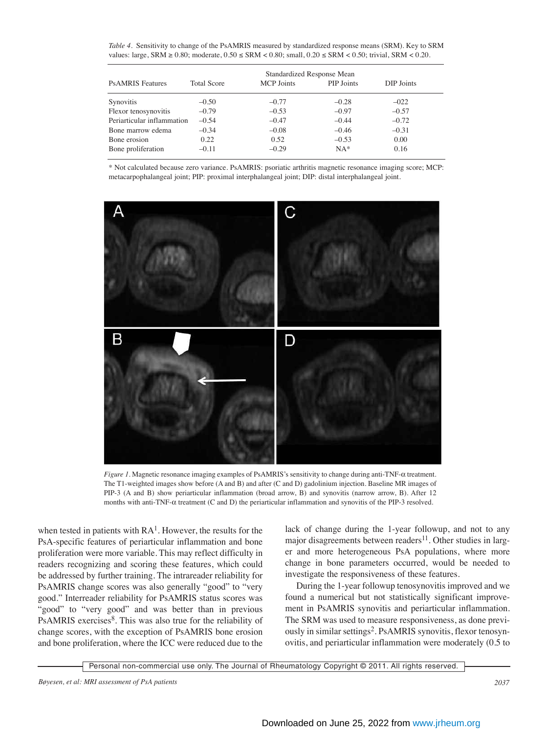*Table 4.* Sensitivity to change of the PsAMRIS measured by standardized response means (SRM). Key to SRM values: large, SRM ≥ 0.80; moderate, 0.50 ≤ SRM < 0.80; small, 0.20 ≤ SRM < 0.50; trivial, SRM < 0.20.

| PsAMRIS Features | Total Score | Standardized Response Mean MCP Joints | PIP Joints | DIP Joints |
|---|---|---|---|---|
| Synovitis | –0.50 | –0.77 | –0.28 | –022 |
| Flexor tenosynovitis | –0.79 | –0.53 | –0.97 | –0.57 |
| Periarticular inflammation | –0.54 | –0.47 | –0.44 | –0.72 |
| Bone marrow edema | –0.34 | –0.08 | –0.46 | –0.31 |
| Bone erosion | 0.22 | 0.52 | –0.53 | 0.00 |
| Bone proliferation | –0.11 | –0.29 | NA* | 0.16 |

\* Not calculated because zero variance. PsAMRIS: psoriatic arthritis magnetic resonance imaging score; MCP: metacarpophalangeal joint; PIP: proximal interphalangeal joint; DIP: distal interphalangeal joint.

*Figure 1.* Magnetic resonance imaging examples of PsAMRIS's sensitivity to change during anti-TNF-α treatment. The T1-weighted images show before (A and B) and after (C and D) gadolinium injection. Baseline MR images of PIP-3 (A and B) show periarticular inflammation (broad arrow, B) and synovitis (narrow arrow, B). After 12 months with anti-TNF-α treatment (C and D) the periarticular inflammation and synovitis of the PIP-3 resolved.

when tested in patients with RA[1]. However, the results for the PsA-specific features of periarticular inflammation and bone proliferation were more variable. This may reflect difficulty in readers recognizing and scoring these features, which could be addressed by further training. The intrareader reliability for PsAMRIS change scores was also generally "good" to "very good." Interreader reliability for PsAMRIS status scores was "good" to "very good" and was better than in previous PsAMRIS exercises[8]. This was also true for the reliability of change scores, with the exception of PsAMRIS bone erosion and bone proliferation, where the ICC were reduced due to the lack of change during the 1-year followup, and not to any major disagreements between readers[11]. Other studies in larger and more heterogeneous PsA populations, where more change in bone parameters occurred, would be needed to investigate the responsiveness of these features.

During the 1-year followup tenosynovitis improved and we found a numerical but not statistically significant improvement in PsAMRIS synovitis and periarticular inflammation. The SRM was used to measure responsiveness, as done previously in similar settings[2]. PsAMRIS synovitis, flexor tenosynovitis, and periarticular inflammation were moderately (0.5 to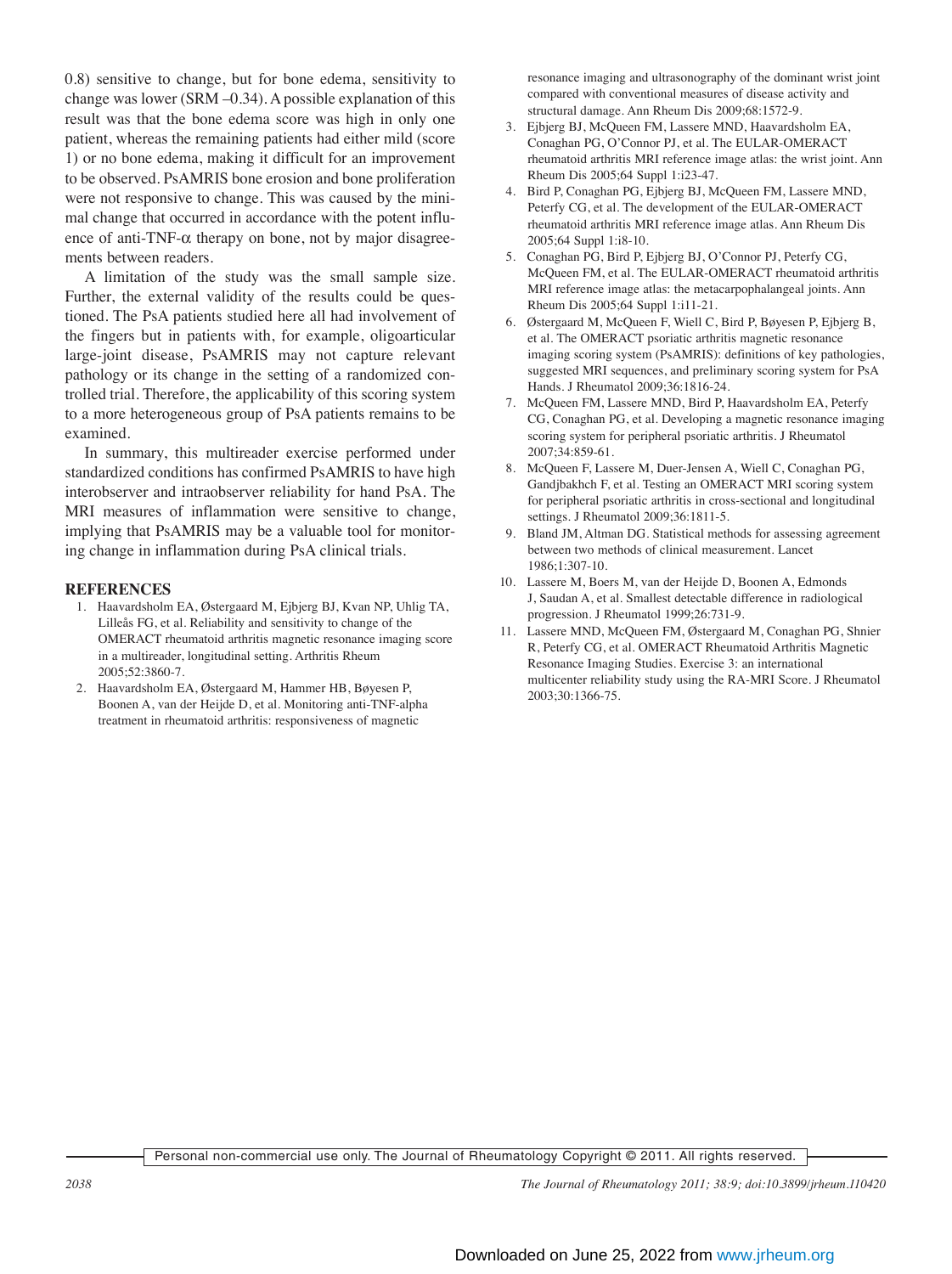0.8) sensitive to change, but for bone edema, sensitivity to change was lower (SRM –0.34). A possible explanation of this result was that the bone edema score was high in only one patient, whereas the remaining patients had either mild (score 1) or no bone edema, making it difficult for an improvement to be observed. PsAMRIS bone erosion and bone proliferation were not responsive to change. This was caused by the minimal change that occurred in accordance with the potent influence of anti-TNF-α therapy on bone, not by major disagreements between readers.

A limitation of the study was the small sample size. Further, the external validity of the results could be questioned. The PsA patients studied here all had involvement of the fingers but in patients with, for example, oligoarticular large-joint disease, PsAMRIS may not capture relevant pathology or its change in the setting of a randomized controlled trial. Therefore, the applicability of this scoring system to a more heterogeneous group of PsA patients remains to be examined.

In summary, this multireader exercise performed under standardized conditions has confirmed PsAMRIS to have high interobserver and intraobserver reliability for hand PsA. The MRI measures of inflammation were sensitive to change, implying that PsAMRIS may be a valuable tool for monitoring change in inflammation during PsA clinical trials.

## REFERENCES

1. Haavardsholm EA, Østergaard M, Ejbjerg BJ, Kvan NP, Uhlig TA, Lilleås FG, et al. Reliability and sensitivity to change of the OMERACT rheumatoid arthritis magnetic resonance imaging score in a multireader, longitudinal setting. Arthritis Rheum 2005;52:3860-7.
2. Haavardsholm EA, Østergaard M, Hammer HB, Bøyesen P, Boonen A, van der Heijde D, et al. Monitoring anti-TNF-alpha treatment in rheumatoid arthritis: responsiveness of magnetic resonance imaging and ultrasonography of the dominant wrist joint compared with conventional measures of disease activity and structural damage. Ann Rheum Dis 2009;68:1572-9.
3. Ejbjerg BJ, McQueen FM, Lassere MND, Haavardsholm EA, Conaghan PG, O'Connor PJ, et al. The EULAR-OMERACT rheumatoid arthritis MRI reference image atlas: the wrist joint. Ann Rheum Dis 2005;64 Suppl 1:i23-47.
4. Bird P, Conaghan PG, Ejbjerg BJ, McQueen FM, Lassere MND, Peterfy CG, et al. The development of the EULAR-OMERACT rheumatoid arthritis MRI reference image atlas. Ann Rheum Dis 2005;64 Suppl 1:i8-10.
5. Conaghan PG, Bird P, Ejbjerg BJ, O'Connor PJ, Peterfy CG, McQueen FM, et al. The EULAR-OMERACT rheumatoid arthritis MRI reference image atlas: the metacarpophalangeal joints. Ann Rheum Dis 2005;64 Suppl 1:i11-21.
6. Østergaard M, McQueen F, Wiell C, Bird P, Bøyesen P, Ejbjerg B, et al. The OMERACT psoriatic arthritis magnetic resonance imaging scoring system (PsAMRIS): definitions of key pathologies, suggested MRI sequences, and preliminary scoring system for PsA Hands. J Rheumatol 2009;36:1816-24.
7. McQueen FM, Lassere MND, Bird P, Haavardsholm EA, Peterfy CG, Conaghan PG, et al. Developing a magnetic resonance imaging scoring system for peripheral psoriatic arthritis. J Rheumatol 2007;34:859-61.
8. McQueen F, Lassere M, Duer-Jensen A, Wiell C, Conaghan PG, Gandjbakhch F, et al. Testing an OMERACT MRI scoring system for peripheral psoriatic arthritis in cross-sectional and longitudinal settings. J Rheumatol 2009;36:1811-5.
9. Bland JM, Altman DG. Statistical methods for assessing agreement between two methods of clinical measurement. Lancet 1986;1:307-10.
10. Lassere M, Boers M, van der Heijde D, Boonen A, Edmonds J, Saudan A, et al. Smallest detectable difference in radiological progression. J Rheumatol 1999;26:731-9.
11. Lassere MND, McQueen FM, Østergaard M, Conaghan PG, Shnier R, Peterfy CG, et al. OMERACT Rheumatoid Arthritis Magnetic Resonance Imaging Studies. Exercise 3: an international multicenter reliability study using the RA-MRI Score. J Rheumatol 2003;30:1366-75.